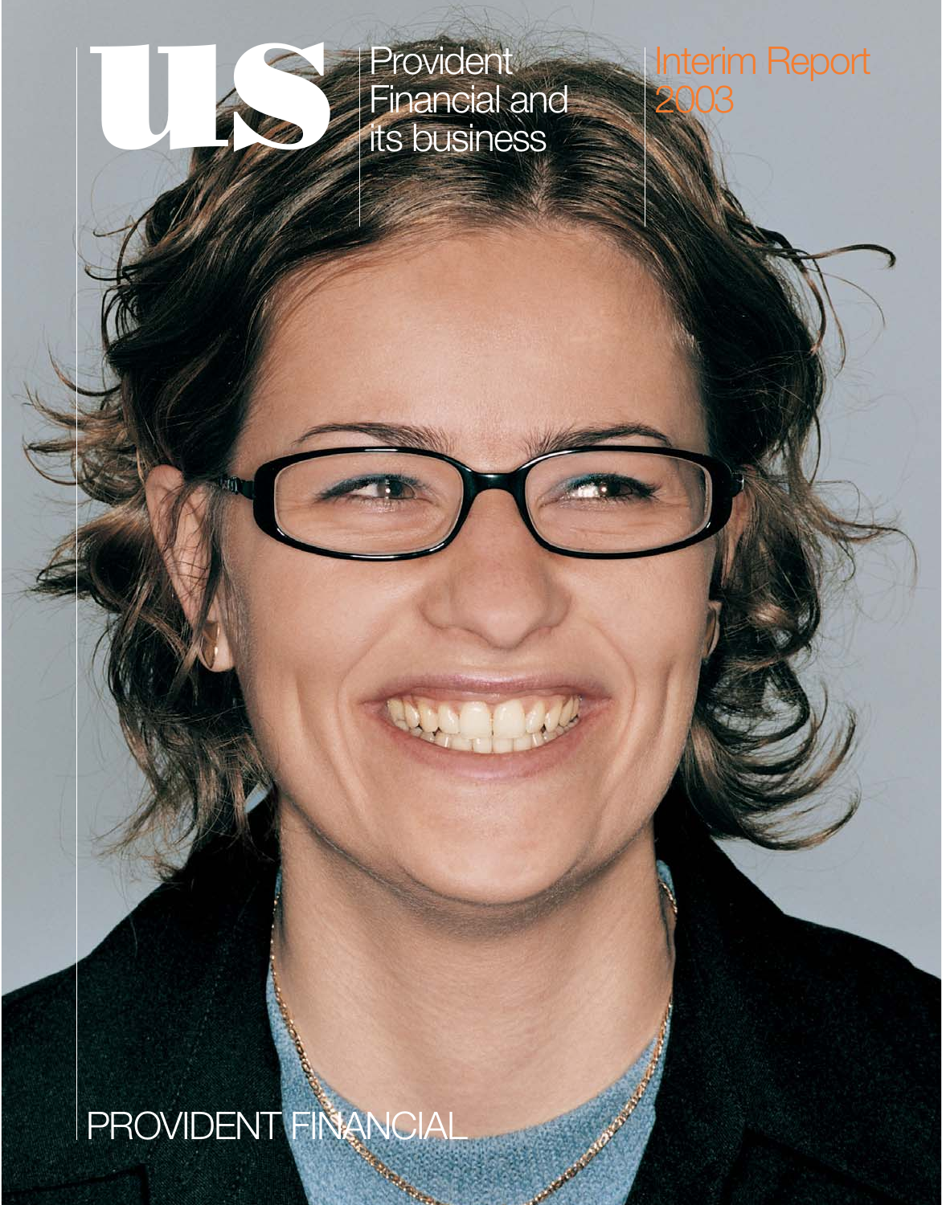# us

Provident Financial and its business

Interim Report 2003

PROVIDENT FINANCIAL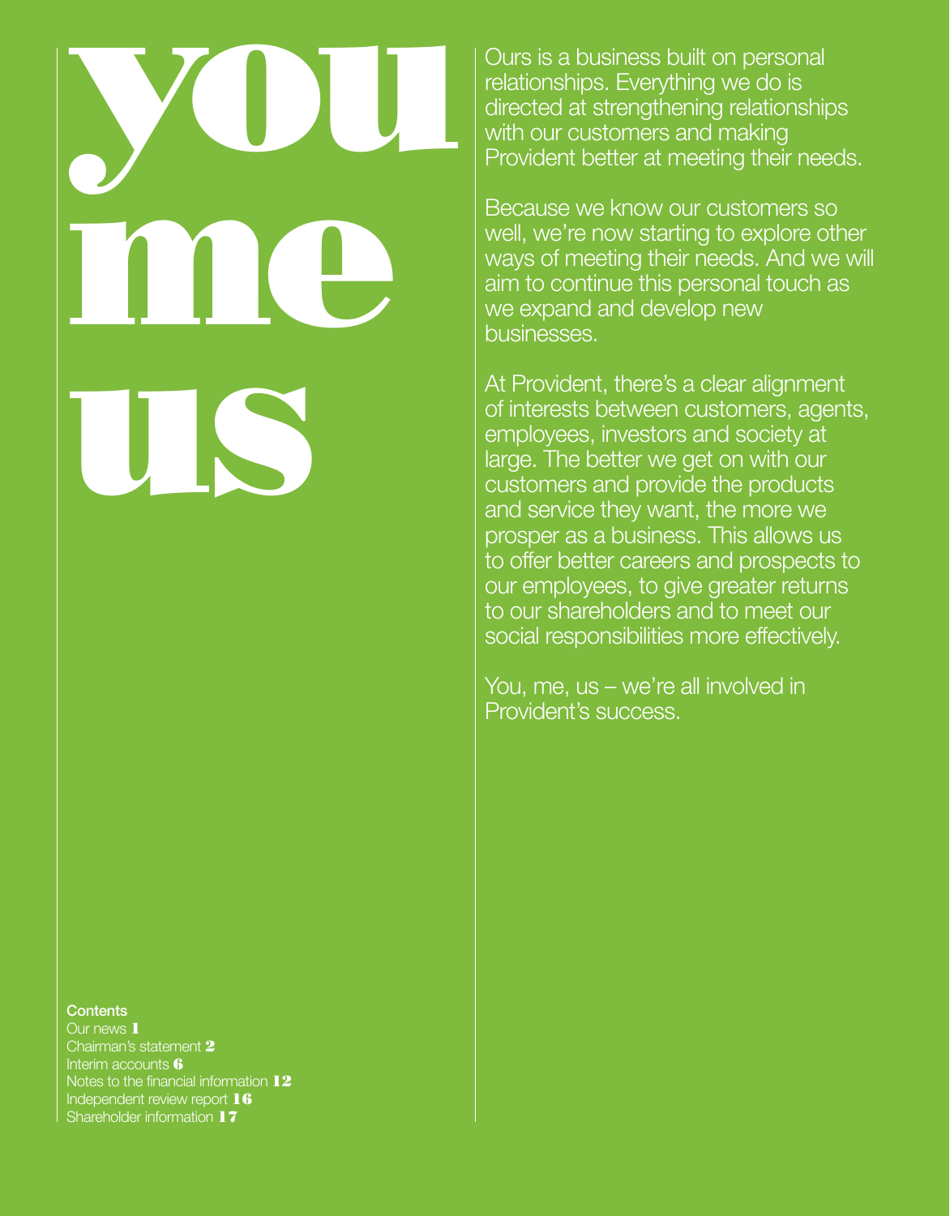# you me us

Ours is a business built on personal relationships. Everything we do is directed at strengthening relationships with our customers and making Provident better at meeting their needs.

Because we know our customers so well, we're now starting to explore other ways of meeting their needs. And we will aim to continue this personal touch as we expand and develop new businesses.

At Provident, there's a clear alignment of interests between customers, agents, employees, investors and society at large. The better we get on with our customers and provide the products and service they want, the more we prosper as a business. This allows us to offer better careers and prospects to our employees, to give greater returns to our shareholders and to meet our social responsibilities more effectively.

You, me, us – we're all involved in Provident's success.

**Contents**

Our news **1**
Chairman's statement **2**
Interim accounts **6**
Notes to the financial information **12**
Independent review report **16**
Shareholder information **17**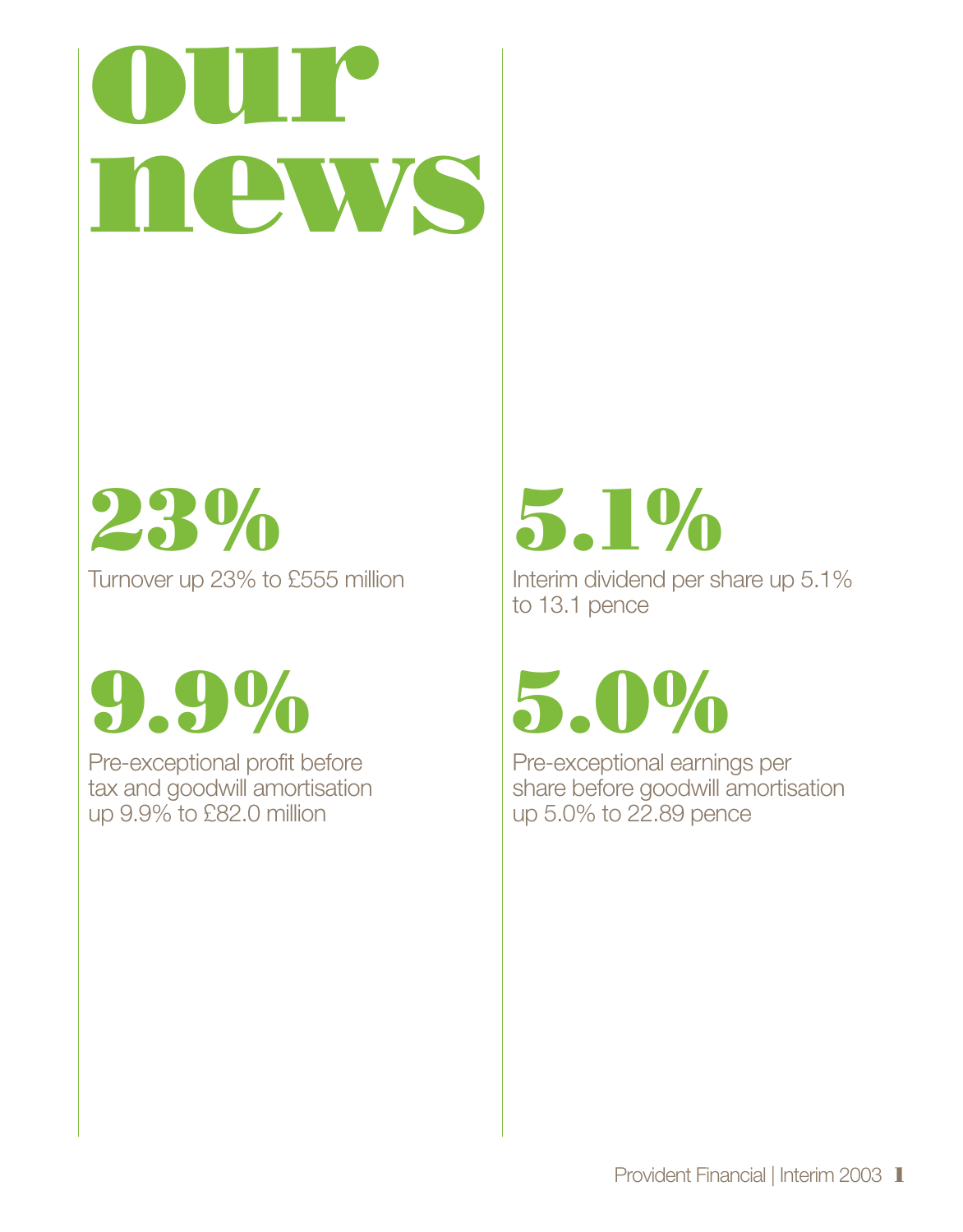# our news

## 23%

Turnover up 23% to £555 million

## 9.9%

Pre-exceptional profit before tax and goodwill amortisation up 9.9% to £82.0 million

## 5.1%

Interim dividend per share up 5.1% to 13.1 pence

## 5.0%

Pre-exceptional earnings per share before goodwill amortisation up 5.0% to 22.89 pence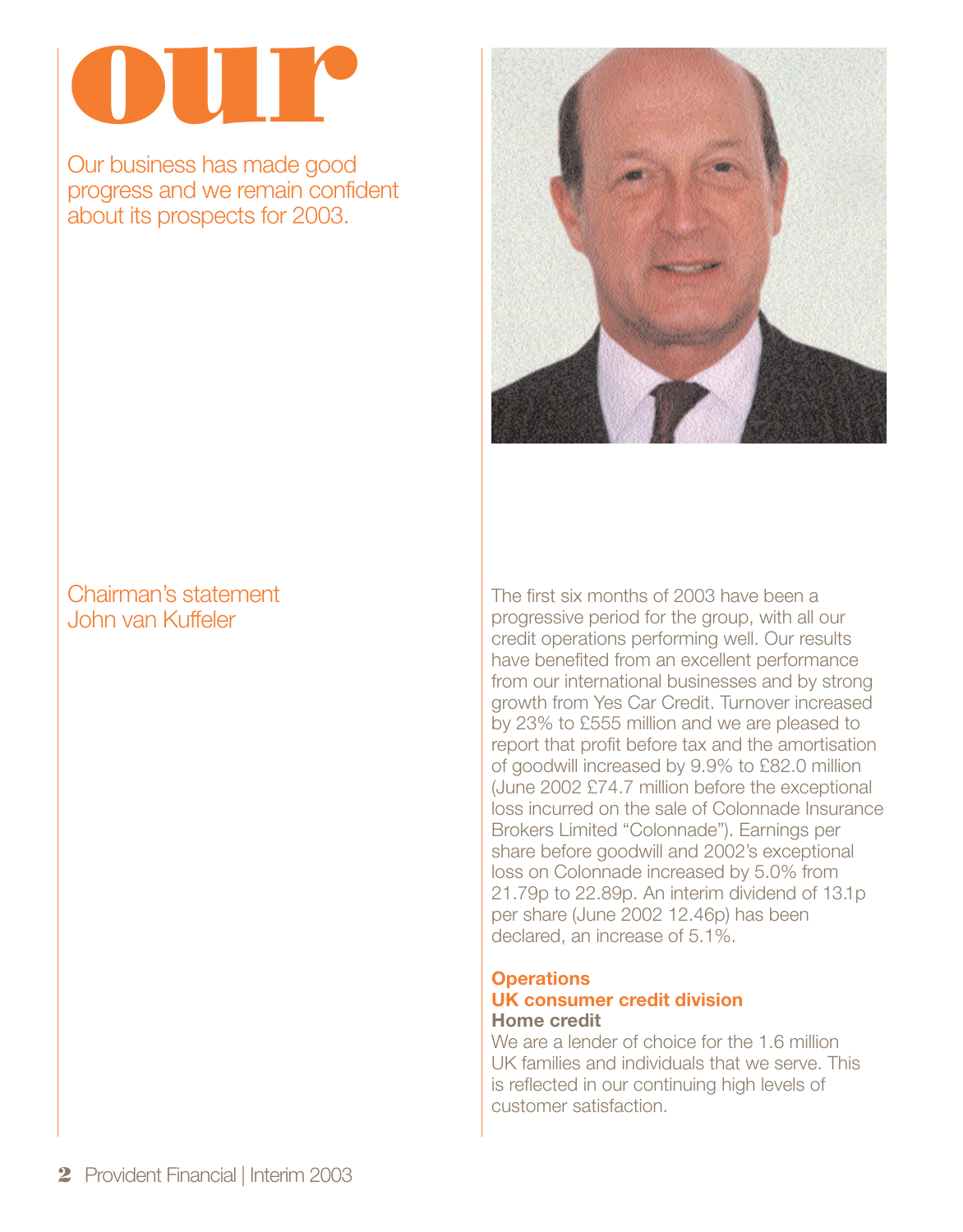# our

Our business has made good progress and we remain confident about its prospects for 2003.

## Chairman's statement
John van Kuffeler

The first six months of 2003 have been a progressive period for the group, with all our credit operations performing well. Our results have benefited from an excellent performance from our international businesses and by strong growth from Yes Car Credit. Turnover increased by 23% to £555 million and we are pleased to report that profit before tax and the amortisation of goodwill increased by 9.9% to £82.0 million (June 2002 £74.7 million before the exceptional loss incurred on the sale of Colonnade Insurance Brokers Limited "Colonnade"). Earnings per share before goodwill and 2002's exceptional loss on Colonnade increased by 5.0% from 21.79p to 22.89p. An interim dividend of 13.1p per share (June 2002 12.46p) has been declared, an increase of 5.1%.

### Operations

#### UK consumer credit division

**Home credit**

We are a lender of choice for the 1.6 million UK families and individuals that we serve. This is reflected in our continuing high levels of customer satisfaction.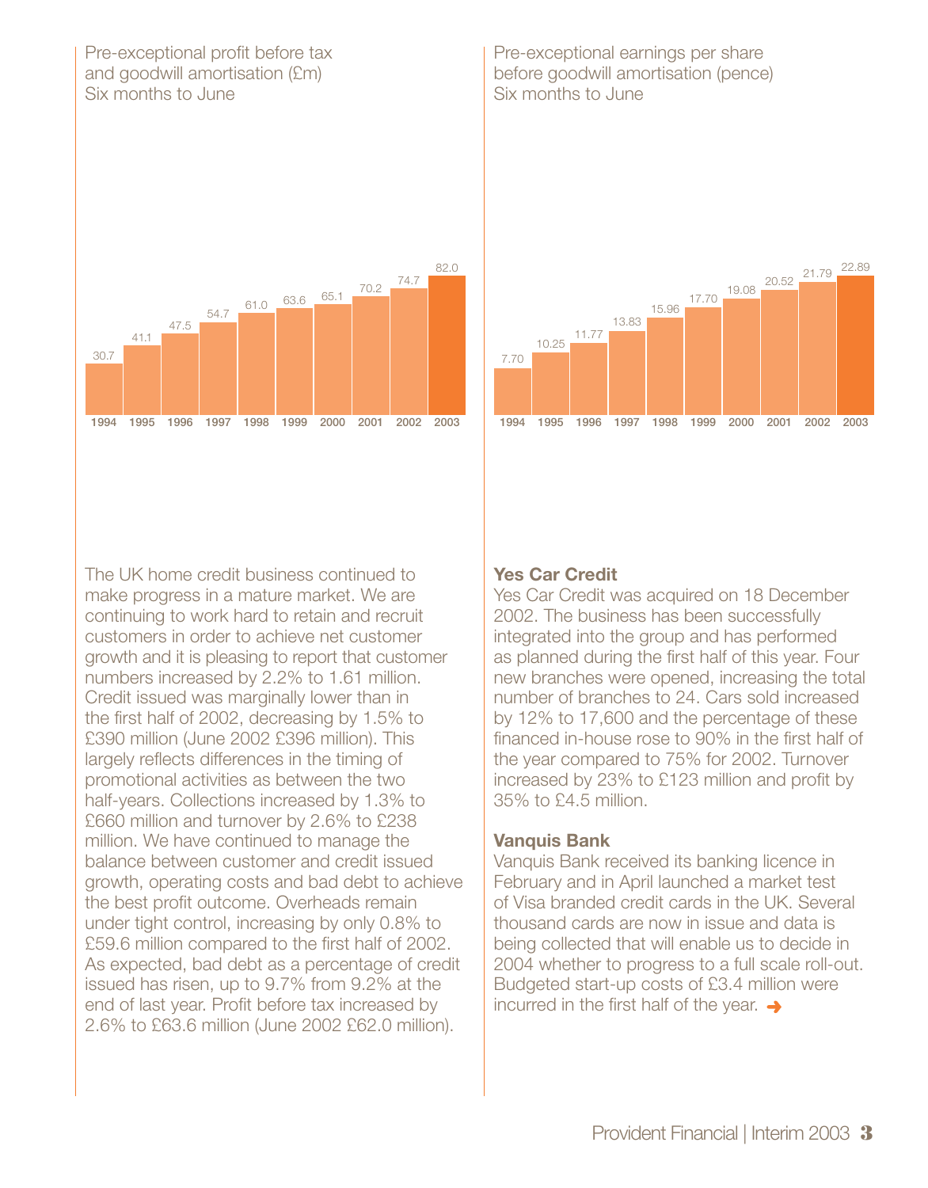Pre-exceptional profit before tax and goodwill amortisation (£m)
Six months to June

| Year | £m |
|---|---|
| 1994 | 30.7 |
| 1995 | 41.1 |
| 1996 | 47.5 |
| 1997 | 54.7 |
| 1998 | 61.0 |
| 1999 | 63.6 |
| 2000 | 65.1 |
| 2001 | 70.2 |
| 2002 | 74.7 |
| 2003 | 82.0 |

Pre-exceptional earnings per share before goodwill amortisation (pence)
Six months to June

| Year | pence |
|---|---|
| 1994 | 7.70 |
| 1995 | 10.25 |
| 1996 | 11.77 |
| 1997 | 13.83 |
| 1998 | 15.96 |
| 1999 | 17.70 |
| 2000 | 19.08 |
| 2001 | 20.52 |
| 2002 | 21.79 |
| 2003 | 22.89 |

The UK home credit business continued to make progress in a mature market. We are continuing to work hard to retain and recruit customers in order to achieve net customer growth and it is pleasing to report that customer numbers increased by 2.2% to 1.61 million. Credit issued was marginally lower than in the first half of 2002, decreasing by 1.5% to £390 million (June 2002 £396 million). This largely reflects differences in the timing of promotional activities as between the two half-years. Collections increased by 1.3% to £660 million and turnover by 2.6% to £238 million. We have continued to manage the balance between customer and credit issued growth, operating costs and bad debt to achieve the best profit outcome. Overheads remain under tight control, increasing by only 0.8% to £59.6 million compared to the first half of 2002. As expected, bad debt as a percentage of credit issued has risen, up to 9.7% from 9.2% at the end of last year. Profit before tax increased by 2.6% to £63.6 million (June 2002 £62.0 million).

**Yes Car Credit**

Yes Car Credit was acquired on 18 December 2002. The business has been successfully integrated into the group and has performed as planned during the first half of this year. Four new branches were opened, increasing the total number of branches to 24. Cars sold increased by 12% to 17,600 and the percentage of these financed in-house rose to 90% in the first half of the year compared to 75% for 2002. Turnover increased by 23% to £123 million and profit by 35% to £4.5 million.

**Vanquis Bank**

Vanquis Bank received its banking licence in February and in April launched a market test of Visa branded credit cards in the UK. Several thousand cards are now in issue and data is being collected that will enable us to decide in 2004 whether to progress to a full scale roll-out. Budgeted start-up costs of £3.4 million were incurred in the first half of the year. ➔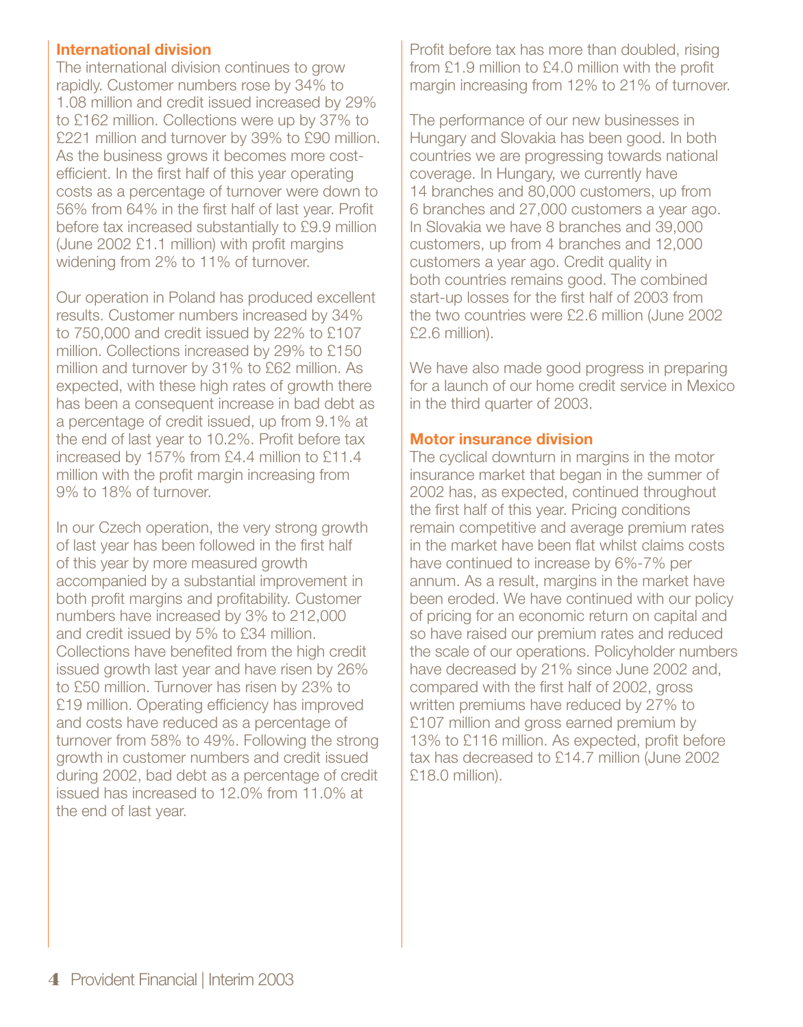## International division

The international division continues to grow rapidly. Customer numbers rose by 34% to 1.08 million and credit issued increased by 29% to £162 million. Collections were up by 37% to £221 million and turnover by 39% to £90 million. As the business grows it becomes more cost-efficient. In the first half of this year operating costs as a percentage of turnover were down to 56% from 64% in the first half of last year. Profit before tax increased substantially to £9.9 million (June 2002 £1.1 million) with profit margins widening from 2% to 11% of turnover.

Our operation in Poland has produced excellent results. Customer numbers increased by 34% to 750,000 and credit issued by 22% to £107 million. Collections increased by 29% to £150 million and turnover by 31% to £62 million. As expected, with these high rates of growth there has been a consequent increase in bad debt as a percentage of credit issued, up from 9.1% at the end of last year to 10.2%. Profit before tax increased by 157% from £4.4 million to £11.4 million with the profit margin increasing from 9% to 18% of turnover.

In our Czech operation, the very strong growth of last year has been followed in the first half of this year by more measured growth accompanied by a substantial improvement in both profit margins and profitability. Customer numbers have increased by 3% to 212,000 and credit issued by 5% to £34 million. Collections have benefited from the high credit issued growth last year and have risen by 26% to £50 million. Turnover has risen by 23% to £19 million. Operating efficiency has improved and costs have reduced as a percentage of turnover from 58% to 49%. Following the strong growth in customer numbers and credit issued during 2002, bad debt as a percentage of credit issued has increased to 12.0% from 11.0% at the end of last year.

Profit before tax has more than doubled, rising from £1.9 million to £4.0 million with the profit margin increasing from 12% to 21% of turnover.

The performance of our new businesses in Hungary and Slovakia has been good. In both countries we are progressing towards national coverage. In Hungary, we currently have 14 branches and 80,000 customers, up from 6 branches and 27,000 customers a year ago. In Slovakia we have 8 branches and 39,000 customers, up from 4 branches and 12,000 customers a year ago. Credit quality in both countries remains good. The combined start-up losses for the first half of 2003 from the two countries were £2.6 million (June 2002 £2.6 million).

We have also made good progress in preparing for a launch of our home credit service in Mexico in the third quarter of 2003.

## Motor insurance division

The cyclical downturn in margins in the motor insurance market that began in the summer of 2002 has, as expected, continued throughout the first half of this year. Pricing conditions remain competitive and average premium rates in the market have been flat whilst claims costs have continued to increase by 6%-7% per annum. As a result, margins in the market have been eroded. We have continued with our policy of pricing for an economic return on capital and so have raised our premium rates and reduced the scale of our operations. Policyholder numbers have decreased by 21% since June 2002 and, compared with the first half of 2002, gross written premiums have reduced by 27% to £107 million and gross earned premium by 13% to £116 million. As expected, profit before tax has decreased to £14.7 million (June 2002 £18.0 million).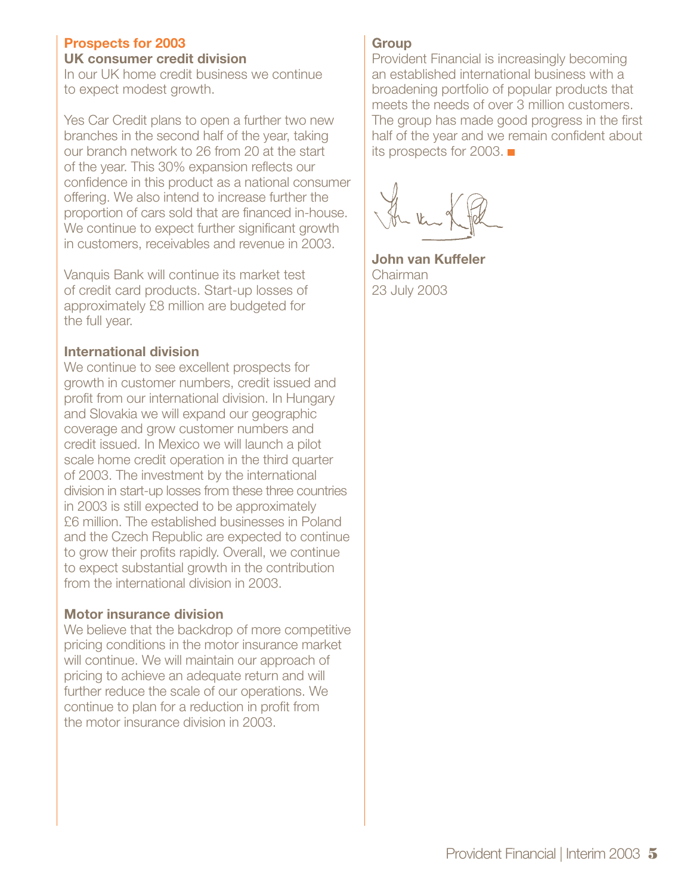## Prospects for 2003

### UK consumer credit division

In our UK home credit business we continue to expect modest growth.

Yes Car Credit plans to open a further two new branches in the second half of the year, taking our branch network to 26 from 20 at the start of the year. This 30% expansion reflects our confidence in this product as a national consumer offering. We also intend to increase further the proportion of cars sold that are financed in-house. We continue to expect further significant growth in customers, receivables and revenue in 2003.

Vanquis Bank will continue its market test of credit card products. Start-up losses of approximately £8 million are budgeted for the full year.

### International division

We continue to see excellent prospects for growth in customer numbers, credit issued and profit from our international division. In Hungary and Slovakia we will expand our geographic coverage and grow customer numbers and credit issued. In Mexico we will launch a pilot scale home credit operation in the third quarter of 2003. The investment by the international division in start-up losses from these three countries in 2003 is still expected to be approximately £6 million. The established businesses in Poland and the Czech Republic are expected to continue to grow their profits rapidly. Overall, we continue to expect substantial growth in the contribution from the international division in 2003.

### Motor insurance division

We believe that the backdrop of more competitive pricing conditions in the motor insurance market will continue. We will maintain our approach of pricing to achieve an adequate return and will further reduce the scale of our operations. We continue to plan for a reduction in profit from the motor insurance division in 2003.

### Group

Provident Financial is increasingly becoming an established international business with a broadening portfolio of popular products that meets the needs of over 3 million customers. The group has made good progress in the first half of the year and we remain confident about its prospects for 2003.

**John van Kuffeler**
Chairman
23 July 2003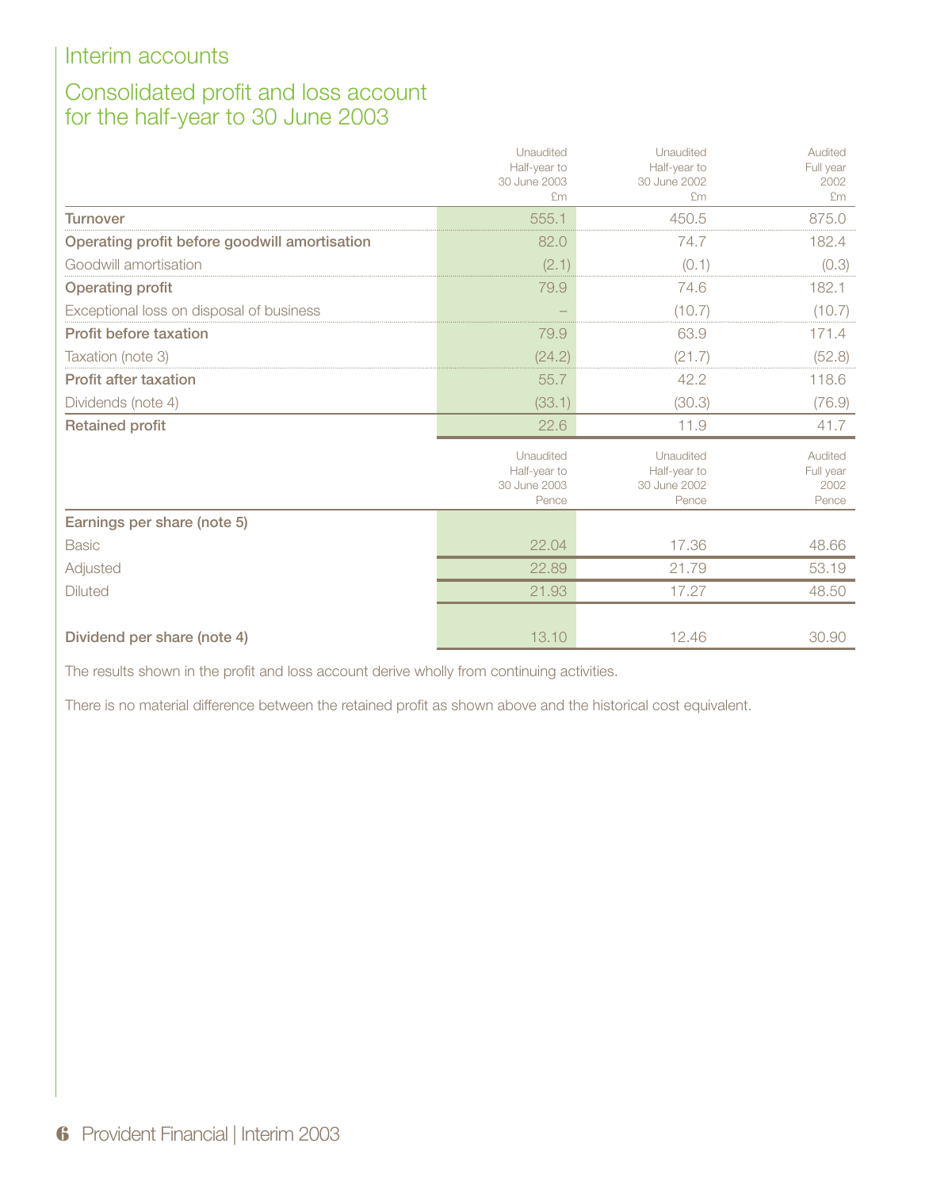# Interim accounts

## Consolidated profit and loss account for the half-year to 30 June 2003

| | Unaudited Half-year to 30 June 2003 £m | Unaudited Half-year to 30 June 2002 £m | Audited Full year 2002 £m |
|---|---|---|---|
| **Turnover** | 555.1 | 450.5 | 875.0 |
| **Operating profit before goodwill amortisation** | 82.0 | 74.7 | 182.4 |
| Goodwill amortisation | (2.1) | (0.1) | (0.3) |
| **Operating profit** | 79.9 | 74.6 | 182.1 |
| Exceptional loss on disposal of business | – | (10.7) | (10.7) |
| **Profit before taxation** | 79.9 | 63.9 | 171.4 |
| Taxation (note 3) | (24.2) | (21.7) | (52.8) |
| **Profit after taxation** | 55.7 | 42.2 | 118.6 |
| Dividends (note 4) | (33.1) | (30.3) | (76.9) |
| **Retained profit** | 22.6 | 11.9 | 41.7 |

| | Unaudited Half-year to 30 June 2003 Pence | Unaudited Half-year to 30 June 2002 Pence | Audited Full year 2002 Pence |
|---|---|---|---|
| **Earnings per share (note 5)** | | | |
| Basic | 22.04 | 17.36 | 48.66 |
| Adjusted | 22.89 | 21.79 | 53.19 |
| Diluted | 21.93 | 17.27 | 48.50 |
| **Dividend per share (note 4)** | 13.10 | 12.46 | 30.90 |

The results shown in the profit and loss account derive wholly from continuing activities.

There is no material difference between the retained profit as shown above and the historical cost equivalent.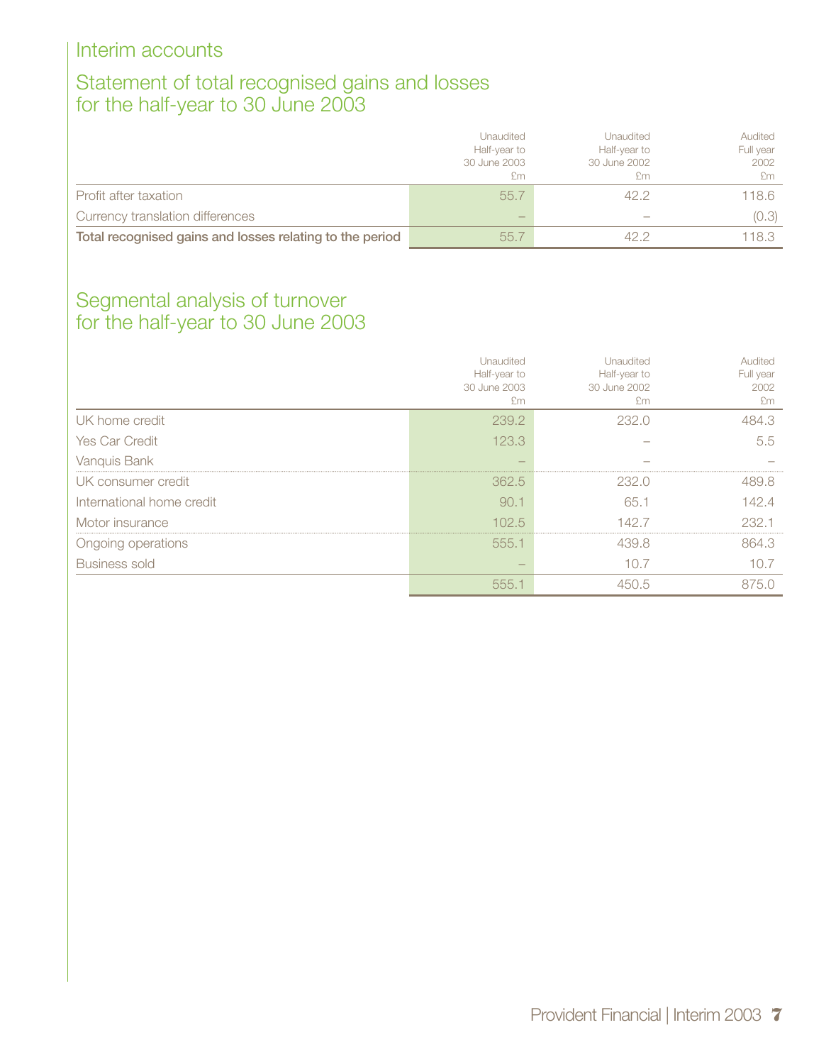## Interim accounts

## Statement of total recognised gains and losses for the half-year to 30 June 2003

| | Unaudited Half-year to 30 June 2003 £m | Unaudited Half-year to 30 June 2002 £m | Audited Full year 2002 £m |
|---|---|---|---|
| Profit after taxation | 55.7 | 42.2 | 118.6 |
| Currency translation differences | – | – | (0.3) |
| **Total recognised gains and losses relating to the period** | 55.7 | 42.2 | 118.3 |

## Segmental analysis of turnover for the half-year to 30 June 2003

| | Unaudited Half-year to 30 June 2003 £m | Unaudited Half-year to 30 June 2002 £m | Audited Full year 2002 £m |
|---|---|---|---|
| UK home credit | 239.2 | 232.0 | 484.3 |
| Yes Car Credit | 123.3 | – | 5.5 |
| Vanquis Bank | – | – | – |
| UK consumer credit | 362.5 | 232.0 | 489.8 |
| International home credit | 90.1 | 65.1 | 142.4 |
| Motor insurance | 102.5 | 142.7 | 232.1 |
| Ongoing operations | 555.1 | 439.8 | 864.3 |
| Business sold | – | 10.7 | 10.7 |
| | 555.1 | 450.5 | 875.0 |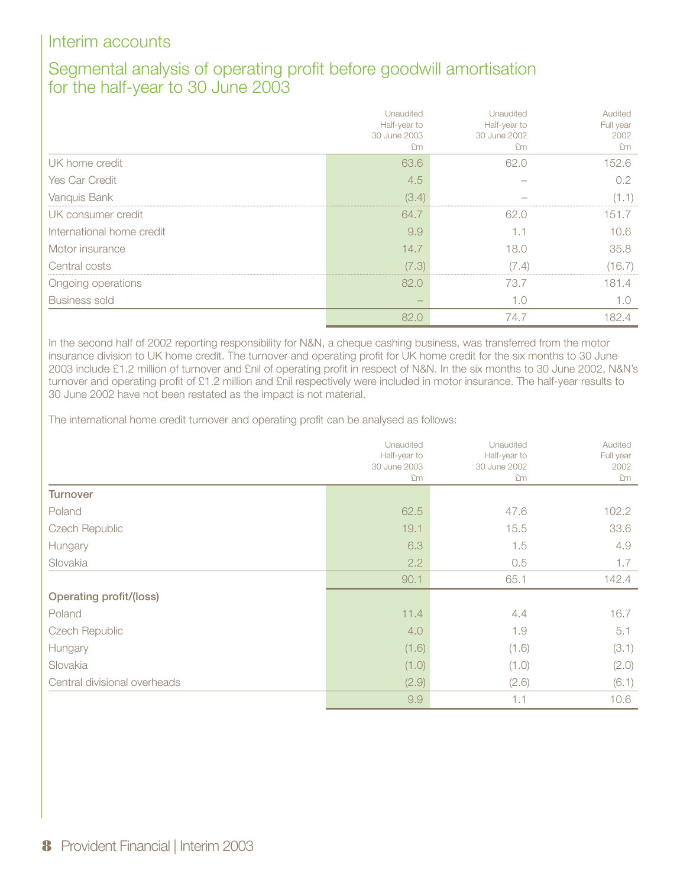# Interim accounts

## Segmental analysis of operating profit before goodwill amortisation for the half-year to 30 June 2003

| | Unaudited Half-year to 30 June 2003 £m | Unaudited Half-year to 30 June 2002 £m | Audited Full year 2002 £m |
|---|---|---|---|
| UK home credit | 63.6 | 62.0 | 152.6 |
| Yes Car Credit | 4.5 | – | 0.2 |
| Vanquis Bank | (3.4) | – | (1.1) |
| UK consumer credit | 64.7 | 62.0 | 151.7 |
| International home credit | 9.9 | 1.1 | 10.6 |
| Motor insurance | 14.7 | 18.0 | 35.8 |
| Central costs | (7.3) | (7.4) | (16.7) |
| Ongoing operations | 82.0 | 73.7 | 181.4 |
| Business sold | – | 1.0 | 1.0 |
| | 82.0 | 74.7 | 182.4 |

In the second half of 2002 reporting responsibility for N&N, a cheque cashing business, was transferred from the motor insurance division to UK home credit. The turnover and operating profit for UK home credit for the six months to 30 June 2003 include £1.2 million of turnover and £nil of operating profit in respect of N&N. In the six months to 30 June 2002, N&N's turnover and operating profit of £1.2 million and £nil respectively were included in motor insurance. The half-year results to 30 June 2002 have not been restated as the impact is not material.

The international home credit turnover and operating profit can be analysed as follows:

| | Unaudited Half-year to 30 June 2003 £m | Unaudited Half-year to 30 June 2002 £m | Audited Full year 2002 £m |
|---|---|---|---|
| **Turnover** | | | |
| Poland | 62.5 | 47.6 | 102.2 |
| Czech Republic | 19.1 | 15.5 | 33.6 |
| Hungary | 6.3 | 1.5 | 4.9 |
| Slovakia | 2.2 | 0.5 | 1.7 |
| | 90.1 | 65.1 | 142.4 |
| **Operating profit/(loss)** | | | |
| Poland | 11.4 | 4.4 | 16.7 |
| Czech Republic | 4.0 | 1.9 | 5.1 |
| Hungary | (1.6) | (1.6) | (3.1) |
| Slovakia | (1.0) | (1.0) | (2.0) |
| Central divisional overheads | (2.9) | (2.6) | (6.1) |
| | 9.9 | 1.1 | 10.6 |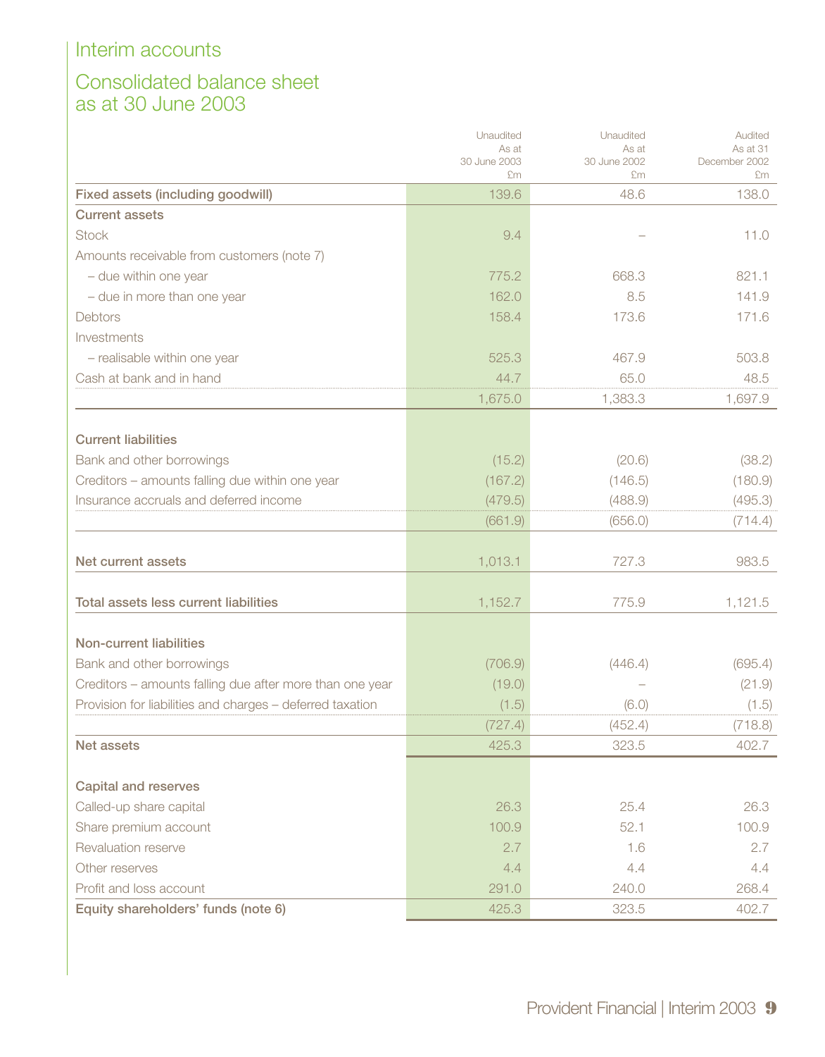# Interim accounts

## Consolidated balance sheet as at 30 June 2003

| | Unaudited As at 30 June 2003 £m | Unaudited As at 30 June 2002 £m | Audited As at 31 December 2002 £m |
|---|---|---|---|
| **Fixed assets (including goodwill)** | 139.6 | 48.6 | 138.0 |
| **Current assets** | | | |
| Stock | 9.4 | – | 11.0 |
| Amounts receivable from customers (note 7) | | | |
| – due within one year | 775.2 | 668.3 | 821.1 |
| – due in more than one year | 162.0 | 8.5 | 141.9 |
| Debtors | 158.4 | 173.6 | 171.6 |
| Investments | | | |
| – realisable within one year | 525.3 | 467.9 | 503.8 |
| Cash at bank and in hand | 44.7 | 65.0 | 48.5 |
| | 1,675.0 | 1,383.3 | 1,697.9 |
| **Current liabilities** | | | |
| Bank and other borrowings | (15.2) | (20.6) | (38.2) |
| Creditors – amounts falling due within one year | (167.2) | (146.5) | (180.9) |
| Insurance accruals and deferred income | (479.5) | (488.9) | (495.3) |
| | (661.9) | (656.0) | (714.4) |
| **Net current assets** | 1,013.1 | 727.3 | 983.5 |
| **Total assets less current liabilities** | 1,152.7 | 775.9 | 1,121.5 |
| **Non-current liabilities** | | | |
| Bank and other borrowings | (706.9) | (446.4) | (695.4) |
| Creditors – amounts falling due after more than one year | (19.0) | – | (21.9) |
| Provision for liabilities and charges – deferred taxation | (1.5) | (6.0) | (1.5) |
| | (727.4) | (452.4) | (718.8) |
| **Net assets** | 425.3 | 323.5 | 402.7 |
| **Capital and reserves** | | | |
| Called-up share capital | 26.3 | 25.4 | 26.3 |
| Share premium account | 100.9 | 52.1 | 100.9 |
| Revaluation reserve | 2.7 | 1.6 | 2.7 |
| Other reserves | 4.4 | 4.4 | 4.4 |
| Profit and loss account | 291.0 | 240.0 | 268.4 |
| **Equity shareholders' funds (note 6)** | 425.3 | 323.5 | 402.7 |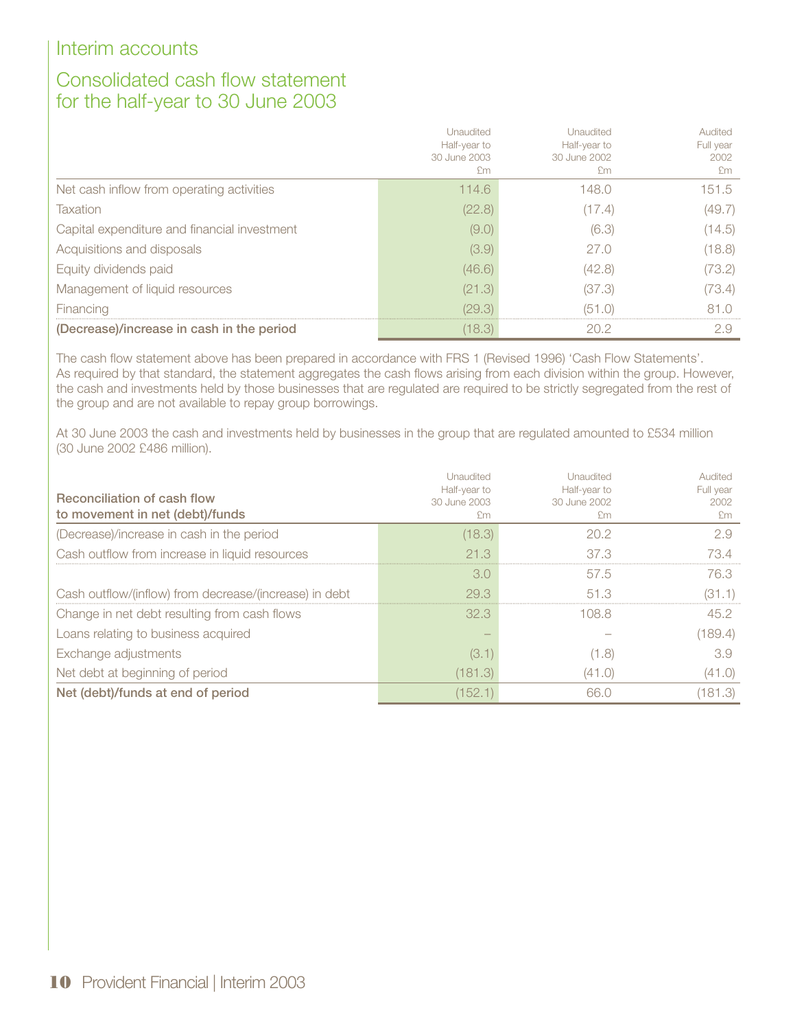# Interim accounts

## Consolidated cash flow statement for the half-year to 30 June 2003

| | Unaudited Half-year to 30 June 2003 £m | Unaudited Half-year to 30 June 2002 £m | Audited Full year 2002 £m |
|---|---|---|---|
| Net cash inflow from operating activities | 114.6 | 148.0 | 151.5 |
| Taxation | (22.8) | (17.4) | (49.7) |
| Capital expenditure and financial investment | (9.0) | (6.3) | (14.5) |
| Acquisitions and disposals | (3.9) | 27.0 | (18.8) |
| Equity dividends paid | (46.6) | (42.8) | (73.2) |
| Management of liquid resources | (21.3) | (37.3) | (73.4) |
| Financing | (29.3) | (51.0) | 81.0 |
| **(Decrease)/increase in cash in the period** | (18.3) | 20.2 | 2.9 |

The cash flow statement above has been prepared in accordance with FRS 1 (Revised 1996) 'Cash Flow Statements'. As required by that standard, the statement aggregates the cash flows arising from each division within the group. However, the cash and investments held by those businesses that are regulated are required to be strictly segregated from the rest of the group and are not available to repay group borrowings.

At 30 June 2003 the cash and investments held by businesses in the group that are regulated amounted to £534 million (30 June 2002 £486 million).

| **Reconciliation of cash flow to movement in net (debt)/funds** | Unaudited Half-year to 30 June 2003 £m | Unaudited Half-year to 30 June 2002 £m | Audited Full year 2002 £m |
|---|---|---|---|
| (Decrease)/increase in cash in the period | (18.3) | 20.2 | 2.9 |
| Cash outflow from increase in liquid resources | 21.3 | 37.3 | 73.4 |
| | 3.0 | 57.5 | 76.3 |
| Cash outflow/(inflow) from decrease/(increase) in debt | 29.3 | 51.3 | (31.1) |
| Change in net debt resulting from cash flows | 32.3 | 108.8 | 45.2 |
| Loans relating to business acquired | – | – | (189.4) |
| Exchange adjustments | (3.1) | (1.8) | 3.9 |
| Net debt at beginning of period | (181.3) | (41.0) | (41.0) |
| **Net (debt)/funds at end of period** | (152.1) | 66.0 | (181.3) |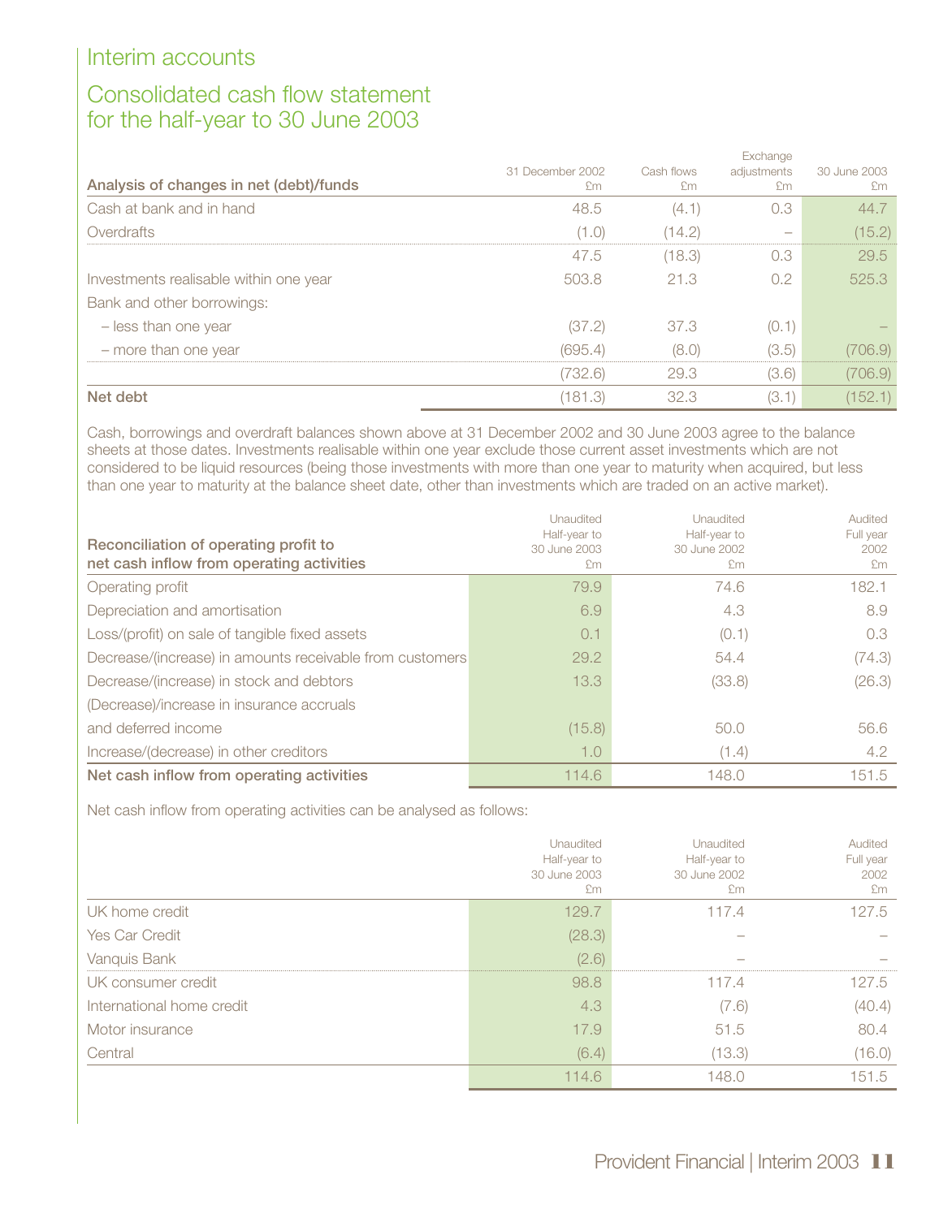# Interim accounts

## Consolidated cash flow statement for the half-year to 30 June 2003

| Analysis of changes in net (debt)/funds | 31 December 2002 £m | Cash flows £m | Exchange adjustments £m | 30 June 2003 £m |
|---|---|---|---|---|
| Cash at bank and in hand | 48.5 | (4.1) | 0.3 | 44.7 |
| Overdrafts | (1.0) | (14.2) | – | (15.2) |
| | 47.5 | (18.3) | 0.3 | 29.5 |
| Investments realisable within one year | 503.8 | 21.3 | 0.2 | 525.3 |
| Bank and other borrowings: | | | | |
| – less than one year | (37.2) | 37.3 | (0.1) | – |
| – more than one year | (695.4) | (8.0) | (3.5) | (706.9) |
| | (732.6) | 29.3 | (3.6) | (706.9) |
| **Net debt** | (181.3) | 32.3 | (3.1) | (152.1) |

Cash, borrowings and overdraft balances shown above at 31 December 2002 and 30 June 2003 agree to the balance sheets at those dates. Investments realisable within one year exclude those current asset investments which are not considered to be liquid resources (being those investments with more than one year to maturity when acquired, but less than one year to maturity at the balance sheet date, other than investments which are traded on an active market).

| Reconciliation of operating profit to net cash inflow from operating activities | Unaudited Half-year to 30 June 2003 £m | Unaudited Half-year to 30 June 2002 £m | Audited Full year 2002 £m |
|---|---|---|---|
| Operating profit | 79.9 | 74.6 | 182.1 |
| Depreciation and amortisation | 6.9 | 4.3 | 8.9 |
| Loss/(profit) on sale of tangible fixed assets | 0.1 | (0.1) | 0.3 |
| Decrease/(increase) in amounts receivable from customers | 29.2 | 54.4 | (74.3) |
| Decrease/(increase) in stock and debtors | 13.3 | (33.8) | (26.3) |
| (Decrease)/increase in insurance accruals and deferred income | (15.8) | 50.0 | 56.6 |
| Increase/(decrease) in other creditors | 1.0 | (1.4) | 4.2 |
| **Net cash inflow from operating activities** | 114.6 | 148.0 | 151.5 |

Net cash inflow from operating activities can be analysed as follows:

| | Unaudited Half-year to 30 June 2003 £m | Unaudited Half-year to 30 June 2002 £m | Audited Full year 2002 £m |
|---|---|---|---|
| UK home credit | 129.7 | 117.4 | 127.5 |
| Yes Car Credit | (28.3) | – | – |
| Vanquis Bank | (2.6) | – | – |
| UK consumer credit | 98.8 | 117.4 | 127.5 |
| International home credit | 4.3 | (7.6) | (40.4) |
| Motor insurance | 17.9 | 51.5 | 80.4 |
| Central | (6.4) | (13.3) | (16.0) |
| | 114.6 | 148.0 | 151.5 |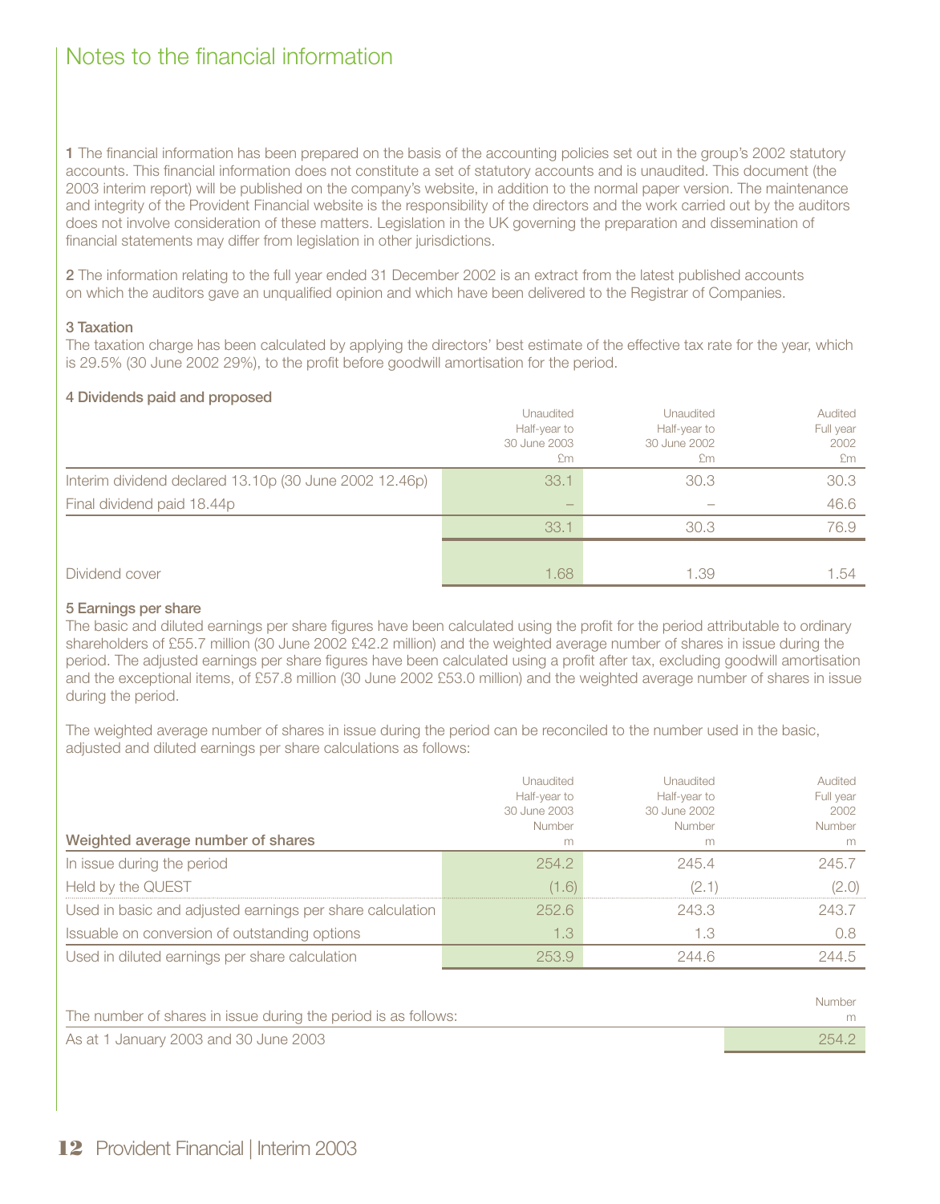# Notes to the financial information

**1** The financial information has been prepared on the basis of the accounting policies set out in the group's 2002 statutory accounts. This financial information does not constitute a set of statutory accounts and is unaudited. This document (the 2003 interim report) will be published on the company's website, in addition to the normal paper version. The maintenance and integrity of the Provident Financial website is the responsibility of the directors and the work carried out by the auditors does not involve consideration of these matters. Legislation in the UK governing the preparation and dissemination of financial statements may differ from legislation in other jurisdictions.

**2** The information relating to the full year ended 31 December 2002 is an extract from the latest published accounts on which the auditors gave an unqualified opinion and which have been delivered to the Registrar of Companies.

### 3 Taxation

The taxation charge has been calculated by applying the directors' best estimate of the effective tax rate for the year, which is 29.5% (30 June 2002 29%), to the profit before goodwill amortisation for the period.

### 4 Dividends paid and proposed

| | Unaudited Half-year to 30 June 2003 £m | Unaudited Half-year to 30 June 2002 £m | Audited Full year 2002 £m |
|---|---|---|---|
| Interim dividend declared 13.10p (30 June 2002 12.46p) | 33.1 | 30.3 | 30.3 |
| Final dividend paid 18.44p | – | – | 46.6 |
| | 33.1 | 30.3 | 76.9 |
| Dividend cover | 1.68 | 1.39 | 1.54 |

### 5 Earnings per share

The basic and diluted earnings per share figures have been calculated using the profit for the period attributable to ordinary shareholders of £55.7 million (30 June 2002 £42.2 million) and the weighted average number of shares in issue during the period. The adjusted earnings per share figures have been calculated using a profit after tax, excluding goodwill amortisation and the exceptional items, of £57.8 million (30 June 2002 £53.0 million) and the weighted average number of shares in issue during the period.

The weighted average number of shares in issue during the period can be reconciled to the number used in the basic, adjusted and diluted earnings per share calculations as follows:

| Weighted average number of shares | Unaudited Half-year to 30 June 2003 Number m | Unaudited Half-year to 30 June 2002 Number m | Audited Full year 2002 Number m |
|---|---|---|---|
| In issue during the period | 254.2 | 245.4 | 245.7 |
| Held by the QUEST | (1.6) | (2.1) | (2.0) |
| Used in basic and adjusted earnings per share calculation | 252.6 | 243.3 | 243.7 |
| Issuable on conversion of outstanding options | 1.3 | 1.3 | 0.8 |
| Used in diluted earnings per share calculation | 253.9 | 244.6 | 244.5 |

| The number of shares in issue during the period is as follows: | Number m |
|---|---|
| As at 1 January 2003 and 30 June 2003 | 254.2 |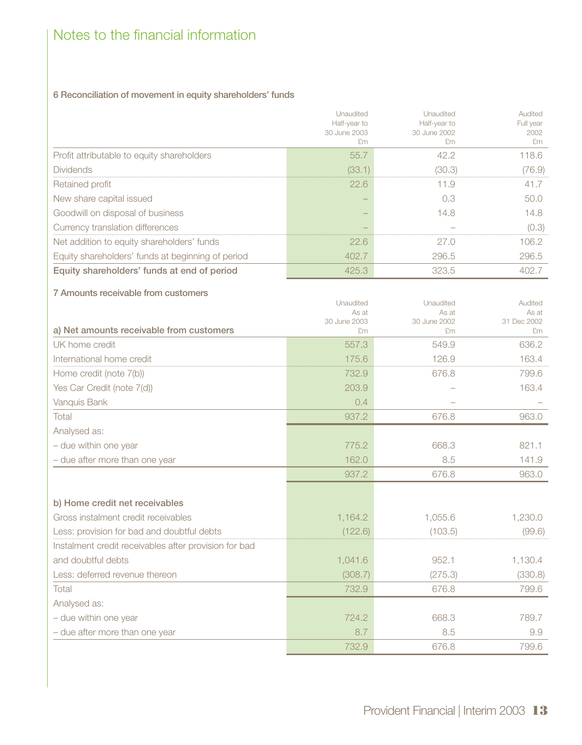# Notes to the financial information

### 6 Reconciliation of movement in equity shareholders' funds

| | Unaudited Half-year to 30 June 2003 £m | Unaudited Half-year to 30 June 2002 £m | Audited Full year 2002 £m |
|---|---|---|---|
| Profit attributable to equity shareholders | 55.7 | 42.2 | 118.6 |
| Dividends | (33.1) | (30.3) | (76.9) |
| Retained profit | 22.6 | 11.9 | 41.7 |
| New share capital issued | – | 0.3 | 50.0 |
| Goodwill on disposal of business | – | 14.8 | 14.8 |
| Currency translation differences | – | – | (0.3) |
| Net addition to equity shareholders' funds | 22.6 | 27.0 | 106.2 |
| Equity shareholders' funds at beginning of period | 402.7 | 296.5 | 296.5 |
| **Equity shareholders' funds at end of period** | 425.3 | 323.5 | 402.7 |

### 7 Amounts receivable from customers

| a) Net amounts receivable from customers | Unaudited As at 30 June 2003 £m | Unaudited As at 30 June 2002 £m | Audited As at 31 Dec 2002 £m |
|---|---|---|---|
| UK home credit | 557.3 | 549.9 | 636.2 |
| International home credit | 175.6 | 126.9 | 163.4 |
| Home credit (note 7(b)) | 732.9 | 676.8 | 799.6 |
| Yes Car Credit (note 7(d)) | 203.9 | – | 163.4 |
| Vanquis Bank | 0.4 | – | – |
| Total | 937.2 | 676.8 | 963.0 |
| Analysed as: | | | |
| – due within one year | 775.2 | 668.3 | 821.1 |
| – due after more than one year | 162.0 | 8.5 | 141.9 |
| | 937.2 | 676.8 | 963.0 |

| b) Home credit net receivables | Unaudited As at 30 June 2003 £m | Unaudited As at 30 June 2002 £m | Audited As at 31 Dec 2002 £m |
|---|---|---|---|
| Gross instalment credit receivables | 1,164.2 | 1,055.6 | 1,230.0 |
| Less: provision for bad and doubtful debts | (122.6) | (103.5) | (99.6) |
| Instalment credit receivables after provision for bad and doubtful debts | 1,041.6 | 952.1 | 1,130.4 |
| Less: deferred revenue thereon | (308.7) | (275.3) | (330.8) |
| Total | 732.9 | 676.8 | 799.6 |
| Analysed as: | | | |
| – due within one year | 724.2 | 668.3 | 789.7 |
| – due after more than one year | 8.7 | 8.5 | 9.9 |
| | 732.9 | 676.8 | 799.6 |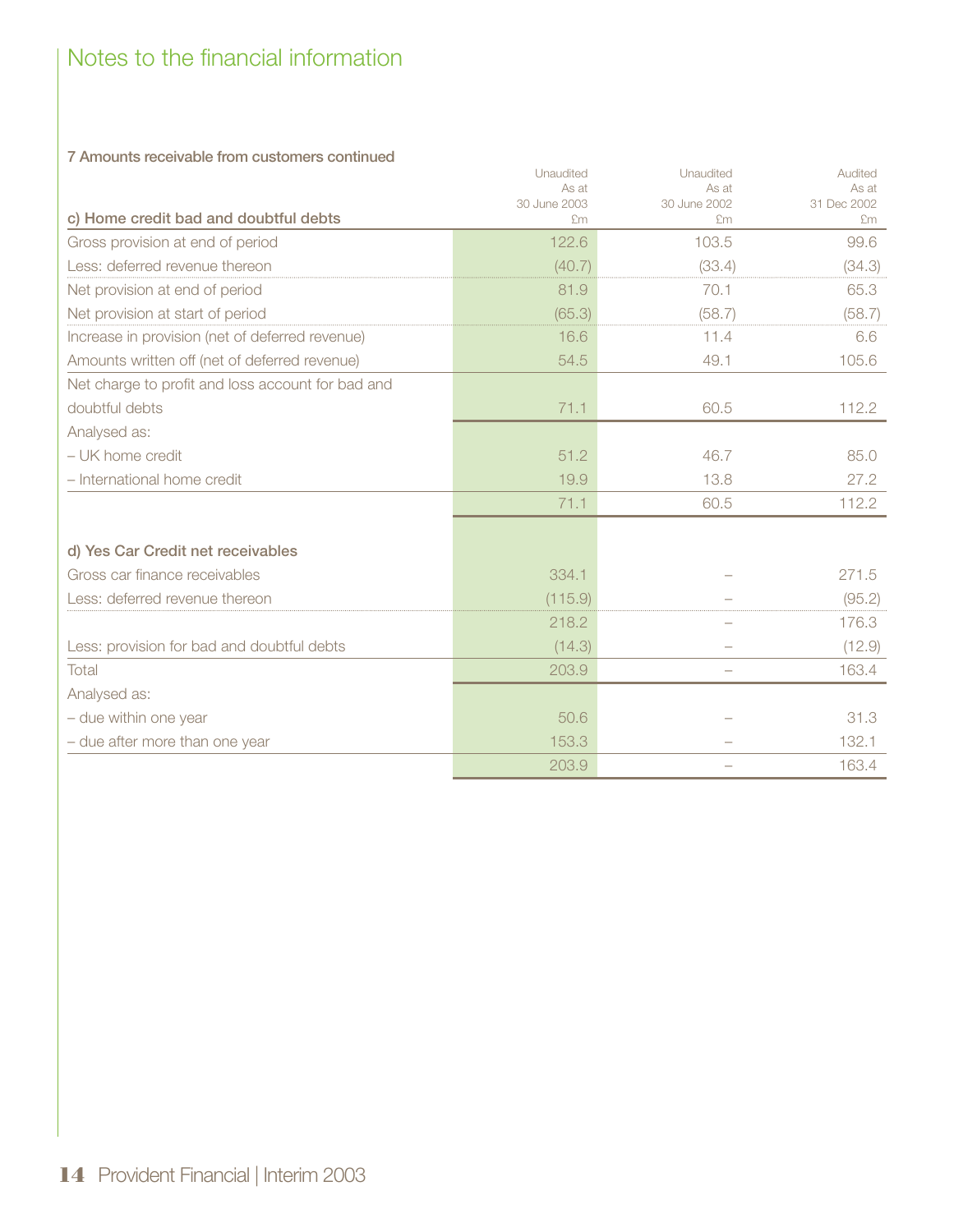# Notes to the financial information

### 7 Amounts receivable from customers continued

| c) Home credit bad and doubtful debts | Unaudited As at 30 June 2003 £m | Unaudited As at 30 June 2002 £m | Audited As at 31 Dec 2002 £m |
|---|---|---|---|
| Gross provision at end of period | 122.6 | 103.5 | 99.6 |
| Less: deferred revenue thereon | (40.7) | (33.4) | (34.3) |
| Net provision at end of period | 81.9 | 70.1 | 65.3 |
| Net provision at start of period | (65.3) | (58.7) | (58.7) |
| Increase in provision (net of deferred revenue) | 16.6 | 11.4 | 6.6 |
| Amounts written off (net of deferred revenue) | 54.5 | 49.1 | 105.6 |
| Net charge to profit and loss account for bad and doubtful debts | 71.1 | 60.5 | 112.2 |
| Analysed as: | | | |
| – UK home credit | 51.2 | 46.7 | 85.0 |
| – International home credit | 19.9 | 13.8 | 27.2 |
| | 71.1 | 60.5 | 112.2 |

| d) Yes Car Credit net receivables | Unaudited As at 30 June 2003 £m | Unaudited As at 30 June 2002 £m | Audited As at 31 Dec 2002 £m |
|---|---|---|---|
| Gross car finance receivables | 334.1 | – | 271.5 |
| Less: deferred revenue thereon | (115.9) | – | (95.2) |
| | 218.2 | – | 176.3 |
| Less: provision for bad and doubtful debts | (14.3) | – | (12.9) |
| Total | 203.9 | – | 163.4 |
| Analysed as: | | | |
| – due within one year | 50.6 | – | 31.3 |
| – due after more than one year | 153.3 | – | 132.1 |
| | 203.9 | – | 163.4 |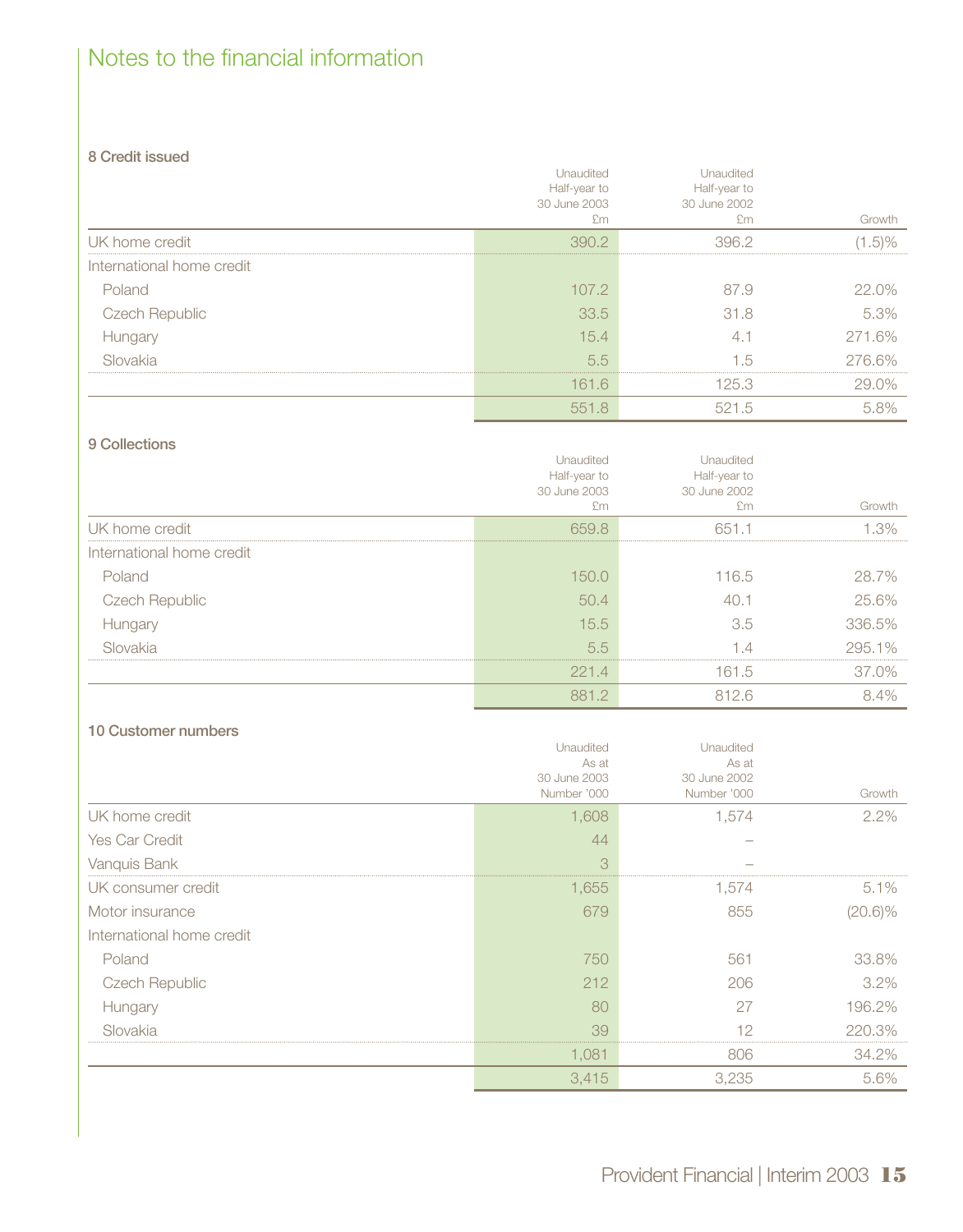# Notes to the financial information

## 8 Credit issued

| | Unaudited Half-year to 30 June 2003 £m | Unaudited Half-year to 30 June 2002 £m | Growth |
|---|---|---|---|
| UK home credit | 390.2 | 396.2 | (1.5)% |
| International home credit | | | |
| Poland | 107.2 | 87.9 | 22.0% |
| Czech Republic | 33.5 | 31.8 | 5.3% |
| Hungary | 15.4 | 4.1 | 271.6% |
| Slovakia | 5.5 | 1.5 | 276.6% |
| | 161.6 | 125.3 | 29.0% |
| | 551.8 | 521.5 | 5.8% |

## 9 Collections

| | Unaudited Half-year to 30 June 2003 £m | Unaudited Half-year to 30 June 2002 £m | Growth |
|---|---|---|---|
| UK home credit | 659.8 | 651.1 | 1.3% |
| International home credit | | | |
| Poland | 150.0 | 116.5 | 28.7% |
| Czech Republic | 50.4 | 40.1 | 25.6% |
| Hungary | 15.5 | 3.5 | 336.5% |
| Slovakia | 5.5 | 1.4 | 295.1% |
| | 221.4 | 161.5 | 37.0% |
| | 881.2 | 812.6 | 8.4% |

## 10 Customer numbers

| | Unaudited As at 30 June 2003 Number '000 | Unaudited As at 30 June 2002 Number '000 | Growth |
|---|---|---|---|
| UK home credit | 1,608 | 1,574 | 2.2% |
| Yes Car Credit | 44 | – | |
| Vanquis Bank | 3 | – | |
| UK consumer credit | 1,655 | 1,574 | 5.1% |
| Motor insurance | 679 | 855 | (20.6)% |
| International home credit | | | |
| Poland | 750 | 561 | 33.8% |
| Czech Republic | 212 | 206 | 3.2% |
| Hungary | 80 | 27 | 196.2% |
| Slovakia | 39 | 12 | 220.3% |
| | 1,081 | 806 | 34.2% |
| | 3,415 | 3,235 | 5.6% |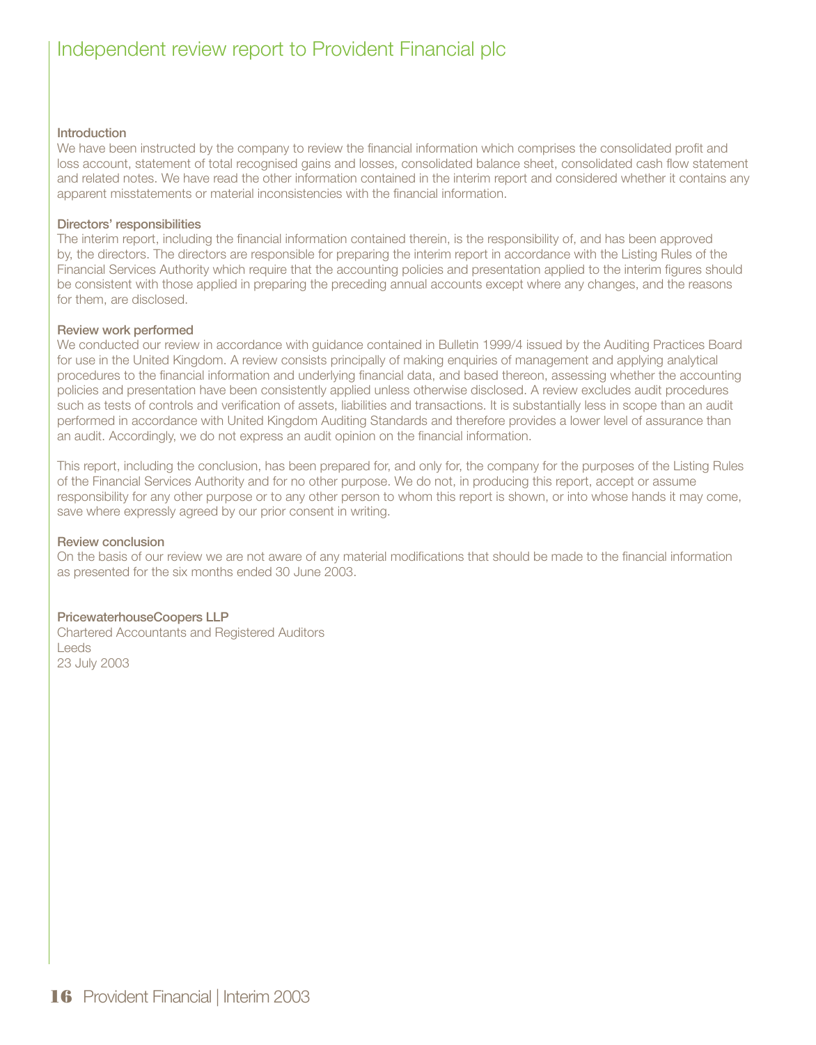# Independent review report to Provident Financial plc

### Introduction

We have been instructed by the company to review the financial information which comprises the consolidated profit and loss account, statement of total recognised gains and losses, consolidated balance sheet, consolidated cash flow statement and related notes. We have read the other information contained in the interim report and considered whether it contains any apparent misstatements or material inconsistencies with the financial information.

### Directors' responsibilities

The interim report, including the financial information contained therein, is the responsibility of, and has been approved by, the directors. The directors are responsible for preparing the interim report in accordance with the Listing Rules of the Financial Services Authority which require that the accounting policies and presentation applied to the interim figures should be consistent with those applied in preparing the preceding annual accounts except where any changes, and the reasons for them, are disclosed.

### Review work performed

We conducted our review in accordance with guidance contained in Bulletin 1999/4 issued by the Auditing Practices Board for use in the United Kingdom. A review consists principally of making enquiries of management and applying analytical procedures to the financial information and underlying financial data, and based thereon, assessing whether the accounting policies and presentation have been consistently applied unless otherwise disclosed. A review excludes audit procedures such as tests of controls and verification of assets, liabilities and transactions. It is substantially less in scope than an audit performed in accordance with United Kingdom Auditing Standards and therefore provides a lower level of assurance than an audit. Accordingly, we do not express an audit opinion on the financial information.

This report, including the conclusion, has been prepared for, and only for, the company for the purposes of the Listing Rules of the Financial Services Authority and for no other purpose. We do not, in producing this report, accept or assume responsibility for any other purpose or to any other person to whom this report is shown, or into whose hands it may come, save where expressly agreed by our prior consent in writing.

### Review conclusion

On the basis of our review we are not aware of any material modifications that should be made to the financial information as presented for the six months ended 30 June 2003.

**PricewaterhouseCoopers LLP**
Chartered Accountants and Registered Auditors
Leeds
23 July 2003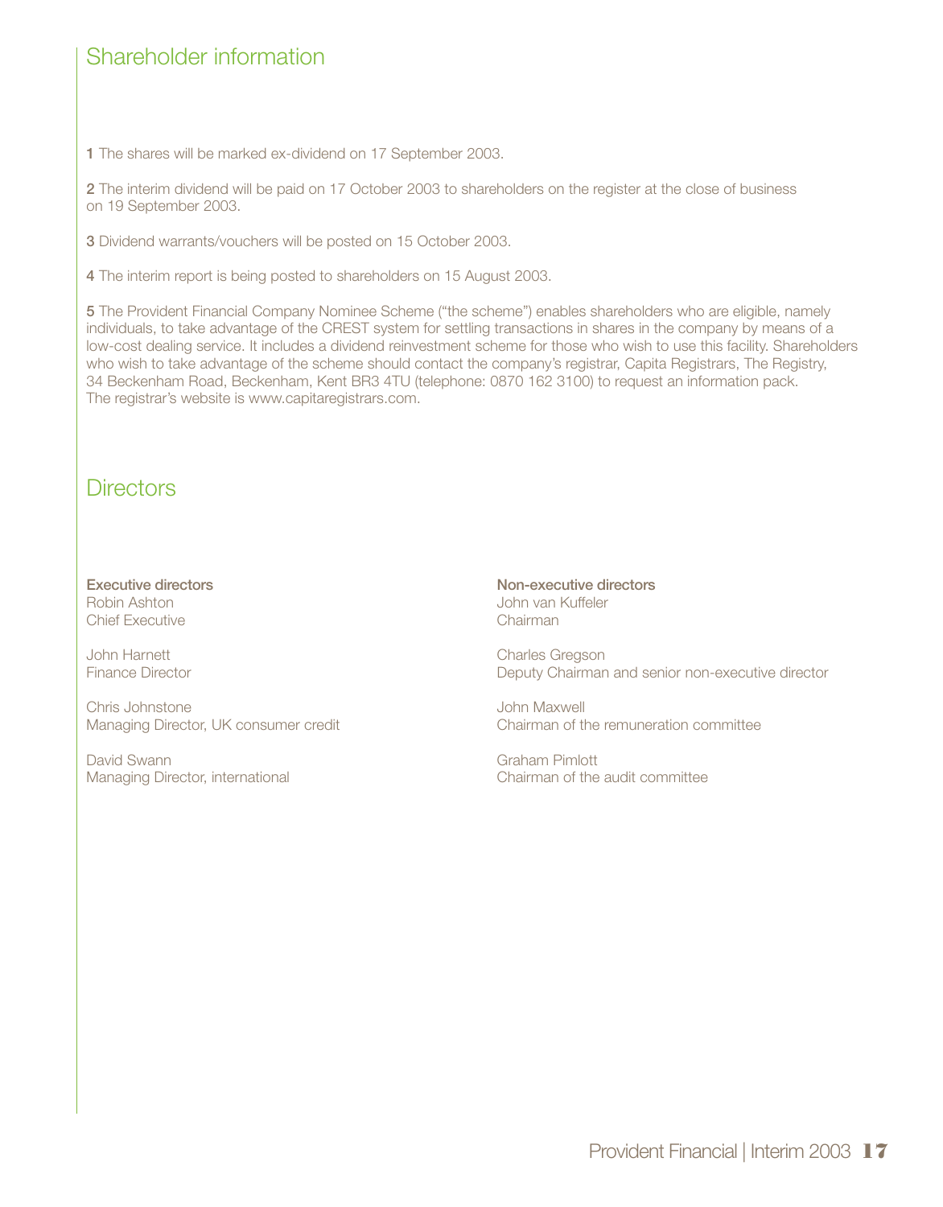# Shareholder information

**1** The shares will be marked ex-dividend on 17 September 2003.

**2** The interim dividend will be paid on 17 October 2003 to shareholders on the register at the close of business on 19 September 2003.

**3** Dividend warrants/vouchers will be posted on 15 October 2003.

**4** The interim report is being posted to shareholders on 15 August 2003.

**5** The Provident Financial Company Nominee Scheme ("the scheme") enables shareholders who are eligible, namely individuals, to take advantage of the CREST system for settling transactions in shares in the company by means of a low-cost dealing service. It includes a dividend reinvestment scheme for those who wish to use this facility. Shareholders who wish to take advantage of the scheme should contact the company's registrar, Capita Registrars, The Registry, 34 Beckenham Road, Beckenham, Kent BR3 4TU (telephone: 0870 162 3100) to request an information pack. The registrar's website is www.capitaregistrars.com.

# Directors

**Executive directors**

Robin Ashton
Chief Executive

John Harnett
Finance Director

Chris Johnstone
Managing Director, UK consumer credit

David Swann
Managing Director, international

**Non-executive directors**

John van Kuffeler
Chairman

Charles Gregson
Deputy Chairman and senior non-executive director

John Maxwell
Chairman of the remuneration committee

Graham Pimlott
Chairman of the audit committee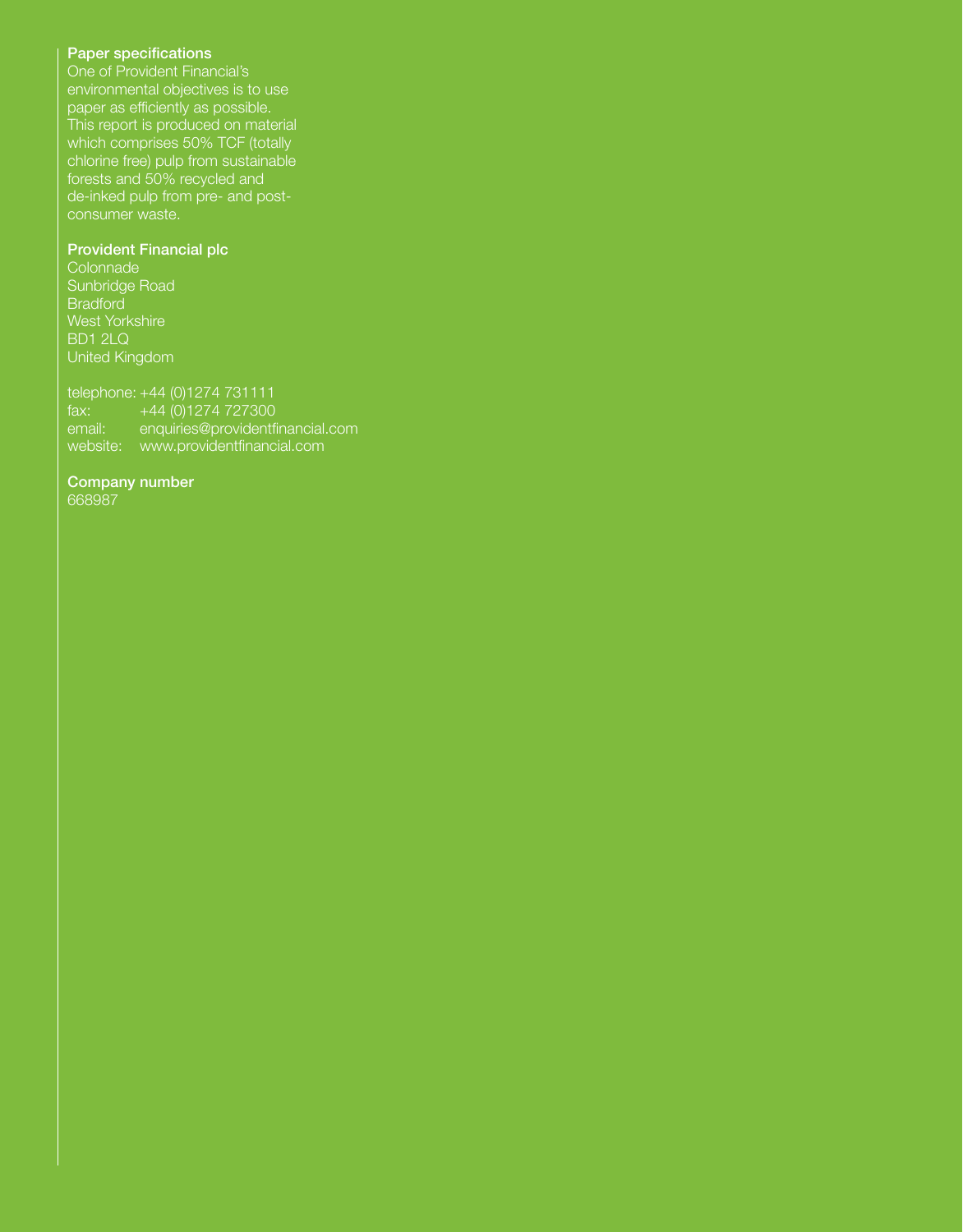**Paper specifications**

One of Provident Financial's environmental objectives is to use paper as efficiently as possible. This report is produced on material which comprises 50% TCF (totally chlorine free) pulp from sustainable forests and 50% recycled and de-inked pulp from pre- and post-consumer waste.

**Provident Financial plc**

Colonnade
Sunbridge Road
Bradford
West Yorkshire
BD1 2LQ
United Kingdom

| | |
|---|---|
| telephone: | +44 (0)1274 731111 |
| fax: | +44 (0)1274 727300 |
| email: | enquiries@providentfinancial.com |
| website: | www.providentfinancial.com |

**Company number**

668987